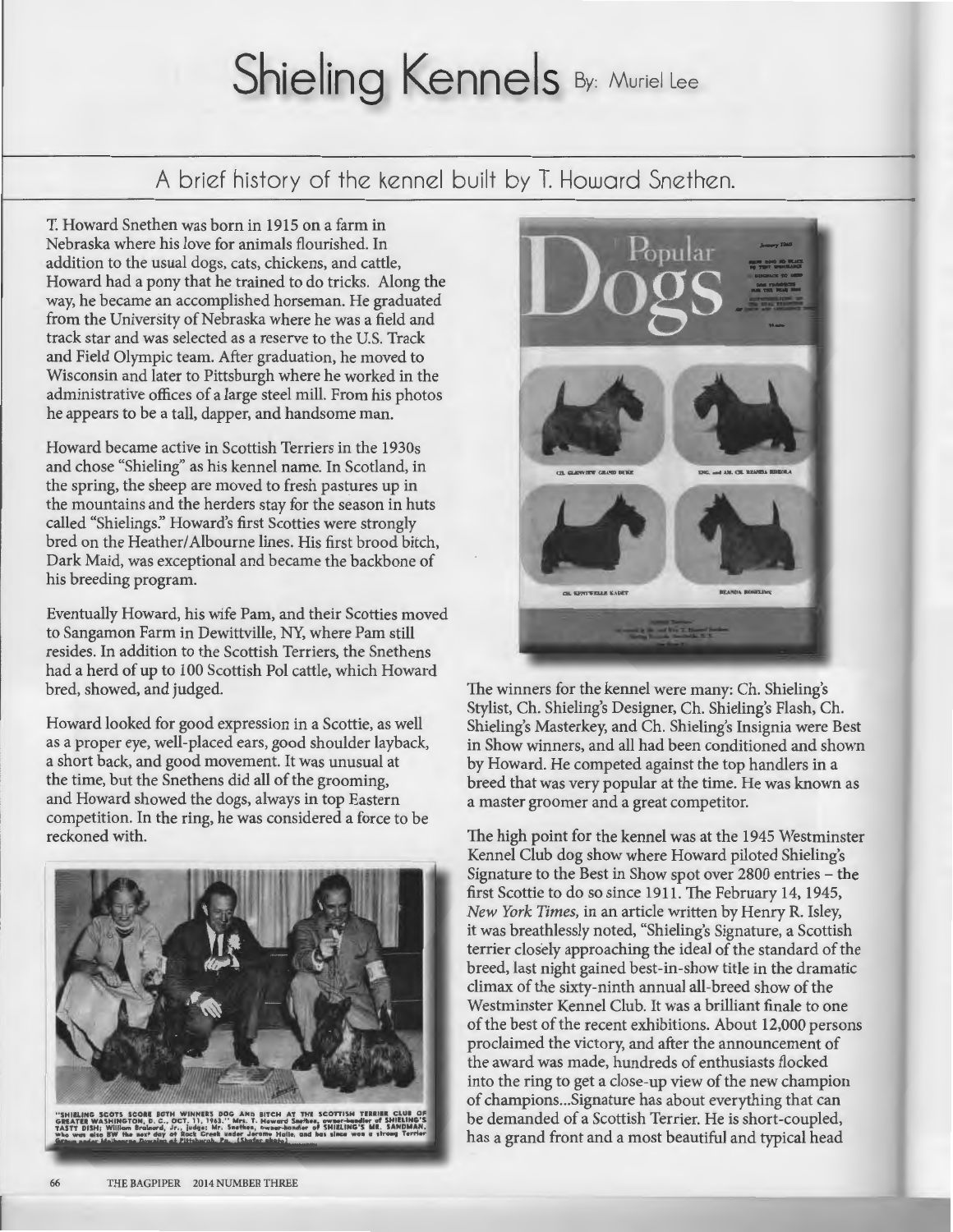# Shieling Kennels By: Muriel Lee

## A brief history of the kennel built by T. Howard Snethen.

T. Howard Snethen was born in 1915 on a farm in Nebraska where his love for animals flourished. In addition to the usual dogs, cats, chickens, and cattle, Howard had a pony that he trained to do tricks. Along the way, he became an accomplished horseman. He graduated from the University of Nebraska where he was a field and track star and was selected as a reserve to the U.S. Track and Field Olympic team. After graduation, he moved to Wisconsin and later to Pittsburgh where he worked in the administrative offices of a large steel mill. From his photos he appears to be a tall, dapper, and handsome man.

Howard became active in Scottish Terriers in the 1930s and chose "Shieling" as his kennel name. In Scotland, in the spring, the sheep are moved to fresh pastures up in the mountains and the herders stay for the season in huts called "Shielings." Howard's first Scotties were strongly bred on the Heather/Albourne lines. His first brood bitch, Dark Maid, was exceptional and became the backbone of his breeding program.

Eventually Howard, his wife Pam, and their Scotties moved to Sangamon Farm in Dewittville, NY, where Pam still resides. In addition to the Scottish Terriers, the Snethens had a herd of up to 100 Scottish Pol cattle, which Howard bred, showed, and judged.

Howard looked for good expression in a Scottie, as well as a proper eye, well-placed ears, good shoulder layback, a short back, and good movement. It was unusual at the time, but the Snethens did all of the grooming, and Howard showed the dogs, always in top Eastern competition. In the ring, he was considered a force to be reckoned with.

"SHIELING SCOTS SCORE BOTH WINNERS DOG AND BITCH AT THE SCOTTISH TERRIER CLUB OF GREATER WASHINGTON, D. C., OCT. 11, 1963." Mrs. T. Howard Snethen, owner-handler of SHIELING'S TASTY DISH; William Brainard, Jr., judge; Mr. Snethen, owner-handler of SHIELING'S MR. SANDMAN, who was also BW the next day at Rock Creek under Jerome Halle, and has since won a strong Terrier Group under Melbourne Downing at Pittsburgh, Pa. (Shafer photo)

The winners for the kennel were many: Ch. Shieling's Stylist, Ch. Shieling's Designer, Ch. Shieling's Flash, Ch. Shieling's Masterkey, and Ch. Shieling's Insignia were Best in Show winners, and all had been conditioned and shown by Howard. He competed against the top handlers in a breed that was very popular at the time. He was known as a master groomer and a great competitor.

The high point for the kennel was at the 1945 Westminster Kennel Club dog show where Howard piloted Shieling's Signature to the Best in Show spot over 2800 entries – the first Scottie to do so since 1911. The February 14, 1945, *New York Times*, in an article written by Henry R. Isley, it was breathlessly noted, "Shieling's Signature, a Scottish terrier closely approaching the ideal of the standard of the breed, last night gained best-in-show title in the dramatic climax of the sixty-ninth annual all-breed show of the Westminster Kennel Club. It was a brilliant finale to one of the best of the recent exhibitions. About 12,000 persons proclaimed the victory, and after the announcement of the award was made, hundreds of enthusiasts flocked into the ring to get a close-up view of the new champion of champions...Signature has about everything that can be demanded of a Scottish Terrier. He is short-coupled, has a grand front and a most beautiful and typical head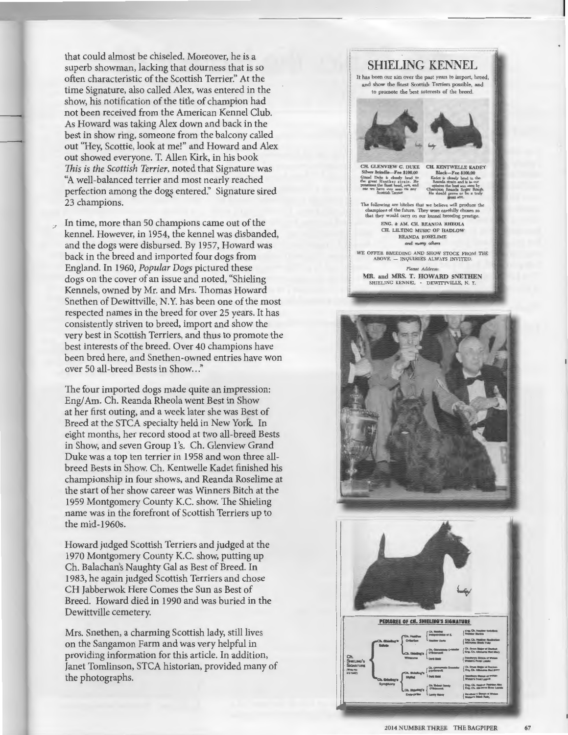that could almost be chiseled. Moreover, he is a superb showman, lacking that dourness that is so often characteristic of the Scottish Terrier." At the time Signature, also called Alex, was entered in the show, his notification of the title of champion had not been received from the American Kennel Club. As Howard was taking Alex down and back in the best in show ring, someone from the balcony called out "Hey, Scottie, look at me!" and Howard and Alex out showed everyone. T. Allen Kirk, in his book *This is the Scottish Terrier*, noted that Signature was "A well-balanced terrier and most nearly reached perfection among the dogs entered." Signature sired 23 champions.

In time, more than 50 champions came out of the kennel. However, in 1954, the kennel was disbanded, and the dogs were disbursed. By 1957, Howard was back in the breed and imported four dogs from England. In 1960, *Popular Dogs* pictured these dogs on the cover of an issue and noted, "Shieling Kennels, owned by Mr. and Mrs. Thomas Howard Snethen of Dewittville, N.Y. has been one of the most respected names in the breed for over 25 years. It has consistently striven to breed, import and show the very best in Scottish Terriers, and thus to promote the best interests of the breed. Over 40 champions have been bred here, and Snethen-owned entries have won over 50 all-breed Bests in Show..."

The four imported dogs made quite an impression: Eng/Am. Ch. Reanda Rheola went Best in Show at her first outing, and a week later she was Best of Breed at the STCA specialty held in New York. In eight months, her record stood at two all-breed Bests in Show, and seven Group 1's. Ch. Glenview Grand Duke was a top ten terrier in 1958 and won three all-breed Bests in Show. Ch. Kentwelle Kadet finished his championship in four shows, and Reanda Roselime at the start of her show career was Winners Bitch at the 1959 Montgomery County K.C. show. The Shieling name was in the forefront of Scottish Terriers up to the mid-1960s.

Howard judged Scottish Terriers and judged at the 1970 Montgomery County K.C. show, putting up Ch. Balachan's Naughty Gal as Best of Breed. In 1983, he again judged Scottish Terriers and chose CH Jabberwok Here Comes the Sun as Best of Breed. Howard died in 1990 and was buried in the Dewittville cemetery.

Mrs. Snethen, a charming Scottish lady, still lives on the Sangamon Farm and was very helpful in providing information for this article. In addition, Janet Tomlinson, STCA historian, provided many of the photographs.

## SHIELING KENNEL

It has been our aim over the past years to import, breed, and show the finest Scottish Terriers possible, and to promote the best interests of the breed.

**CH. GLENVIEW G. DUKE**
Silver Brindle—Fee $100.00
Grand Duke is closely bred to the great Heather strain. He possesses the finest head, we, and one we have ever seen on any Scottish Terrier

**CH. KENTWELLE KADET**
Black—Fee $100.00
Kadet is closely bred to the Reanda strain and is in our opinion the best son seen by Champion Reanda Roger Rough. He should prove to be a truly great sire.

The following are bitches that we believe will produce the champions of the future. They were carefully chosen so that they would carry on our kennel breeding prestige.

ENG. & AM. CH. REANDA RHEOLA
CH. LILTING MUSIC OF HADLOW
REANDA ROSELIME
*and many others*

WE OFFER BREEDING AND SHOW STOCK FROM THE ABOVE. — INQUIRIES ALWAYS INVITED.

*Please Address:*
MR. and MRS. T. HOWARD SNETHEN
SHIELING KENNEL · DEWITTVILLE, N. Y.

**PEDIGREE OF CH. SHIELING'S SIGNATURE**